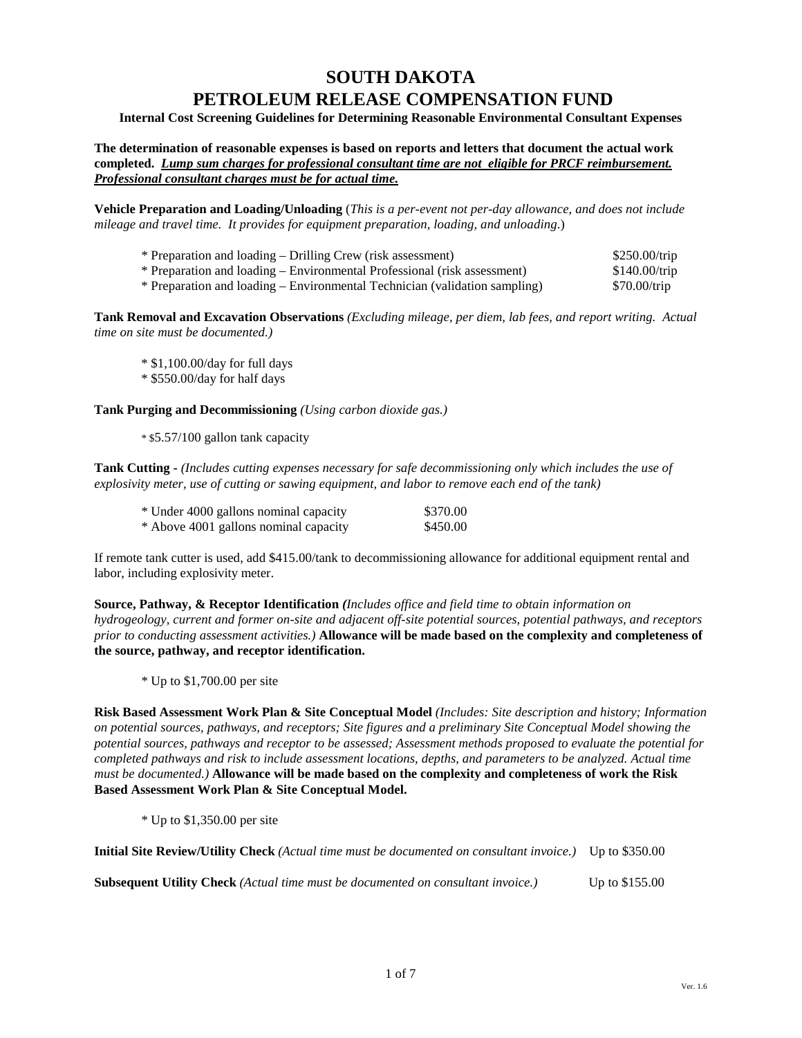# SOUTH DAKOTA
# PETROLEUM RELEASE COMPENSATION FUND

**Internal Cost Screening Guidelines for Determining Reasonable Environmental Consultant Expenses**

**The determination of reasonable expenses is based on reports and letters that document the actual work completed.** ***Lump sum charges for professional consultant time are not eligible for PRCF reimbursement. Professional consultant charges must be for actual time.***

**Vehicle Preparation and Loading/Unloading** (*This is a per-event not per-day allowance, and does not include mileage and travel time. It provides for equipment preparation, loading, and unloading*.)

| | |
|---|---|
| * Preparation and loading – Drilling Crew (risk assessment) | $250.00/trip |
| * Preparation and loading – Environmental Professional (risk assessment) | $140.00/trip |
| * Preparation and loading – Environmental Technician (validation sampling) | $70.00/trip |

**Tank Removal and Excavation Observations** *(Excluding mileage, per diem, lab fees, and report writing. Actual time on site must be documented.)*

* $1,100.00/day for full days
* $550.00/day for half days

**Tank Purging and Decommissioning** *(Using carbon dioxide gas.)*

* $5.57/100 gallon tank capacity

**Tank Cutting** - *(Includes cutting expenses necessary for safe decommissioning only which includes the use of explosivity meter, use of cutting or sawing equipment, and labor to remove each end of the tank)*

| | |
|---|---|
| * Under 4000 gallons nominal capacity | $370.00 |
| * Above 4001 gallons nominal capacity | $450.00 |

If remote tank cutter is used, add $415.00/tank to decommissioning allowance for additional equipment rental and labor, including explosivity meter.

**Source, Pathway, & Receptor Identification** ***(****Includes office and field time to obtain information on hydrogeology, current and former on-site and adjacent off-site potential sources, potential pathways, and receptors prior to conducting assessment activities.)* **Allowance will be made based on the complexity and completeness of the source, pathway, and receptor identification.**

* Up to $1,700.00 per site

**Risk Based Assessment Work Plan & Site Conceptual Model** *(Includes: Site description and history; Information on potential sources, pathways, and receptors; Site figures and a preliminary Site Conceptual Model showing the potential sources, pathways and receptor to be assessed; Assessment methods proposed to evaluate the potential for completed pathways and risk to include assessment locations, depths, and parameters to be analyzed. Actual time must be documented.)* **Allowance will be made based on the complexity and completeness of work the Risk Based Assessment Work Plan & Site Conceptual Model.**

* Up to $1,350.00 per site

**Initial Site Review/Utility Check** *(Actual time must be documented on consultant invoice.)* Up to $350.00

**Subsequent Utility Check** *(Actual time must be documented on consultant invoice.)* Up to $155.00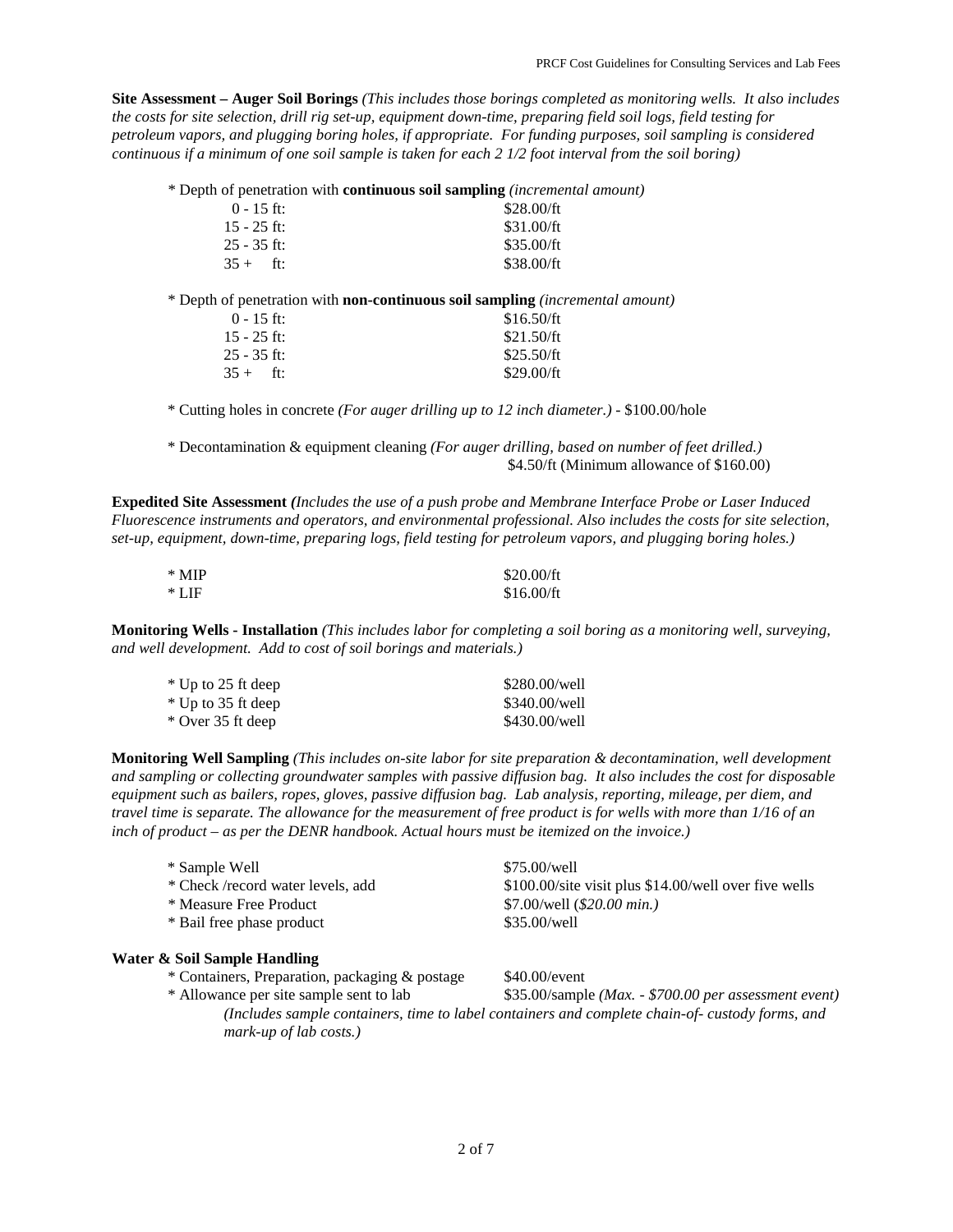**Site Assessment – Auger Soil Borings** *(This includes those borings completed as monitoring wells. It also includes the costs for site selection, drill rig set-up, equipment down-time, preparing field soil logs, field testing for petroleum vapors, and plugging boring holes, if appropriate. For funding purposes, soil sampling is considered continuous if a minimum of one soil sample is taken for each 2 1/2 foot interval from the soil boring)*

* Depth of penetration with **continuous soil sampling** *(incremental amount)*

| | |
|---|---|
| 0 - 15 ft: | $28.00/ft |
| 15 - 25 ft: | $31.00/ft |
| 25 - 35 ft: | $35.00/ft |
| 35 + ft: | $38.00/ft |

* Depth of penetration with **non-continuous soil sampling** *(incremental amount)*

| | |
|---|---|
| 0 - 15 ft: | $16.50/ft |
| 15 - 25 ft: | $21.50/ft |
| 25 - 35 ft: | $25.50/ft |
| 35 + ft: | $29.00/ft |

* Cutting holes in concrete *(For auger drilling up to 12 inch diameter.)* - $100.00/hole

* Decontamination & equipment cleaning *(For auger drilling, based on number of feet drilled.)* $4.50/ft (Minimum allowance of $160.00)

**Expedited Site Assessment** ***(****Includes the use of a push probe and Membrane Interface Probe or Laser Induced Fluorescence instruments and operators, and environmental professional. Also includes the costs for site selection, set-up, equipment, down-time, preparing logs, field testing for petroleum vapors, and plugging boring holes.)*

| | |
|---|---|
| * MIP | $20.00/ft |
| * LIF | $16.00/ft |

**Monitoring Wells - Installation** *(This includes labor for completing a soil boring as a monitoring well, surveying, and well development. Add to cost of soil borings and materials.)*

| | |
|---|---|
| * Up to 25 ft deep | $280.00/well |
| * Up to 35 ft deep | $340.00/well |
| * Over 35 ft deep | $430.00/well |

**Monitoring Well Sampling** *(This includes on-site labor for site preparation & decontamination, well development and sampling or collecting groundwater samples with passive diffusion bag. It also includes the cost for disposable equipment such as bailers, ropes, gloves, passive diffusion bag. Lab analysis, reporting, mileage, per diem, and travel time is separate. The allowance for the measurement of free product is for wells with more than 1/16 of an inch of product – as per the DENR handbook. Actual hours must be itemized on the invoice.)*

| | |
|---|---|
| * Sample Well | $75.00/well |
| * Check /record water levels, add | $100.00/site visit plus $14.00/well over five wells |
| * Measure Free Product | $7.00/well (*$20.00 min.)* |
| * Bail free phase product | $35.00/well |

**Water & Soil Sample Handling**

| | |
|---|---|
| * Containers, Preparation, packaging & postage | $40.00/event |
| * Allowance per site sample sent to lab | $35.00/sample *(Max. - $700.00 per assessment event)* |

*(Includes sample containers, time to label containers and complete chain-of- custody forms, and mark-up of lab costs.)*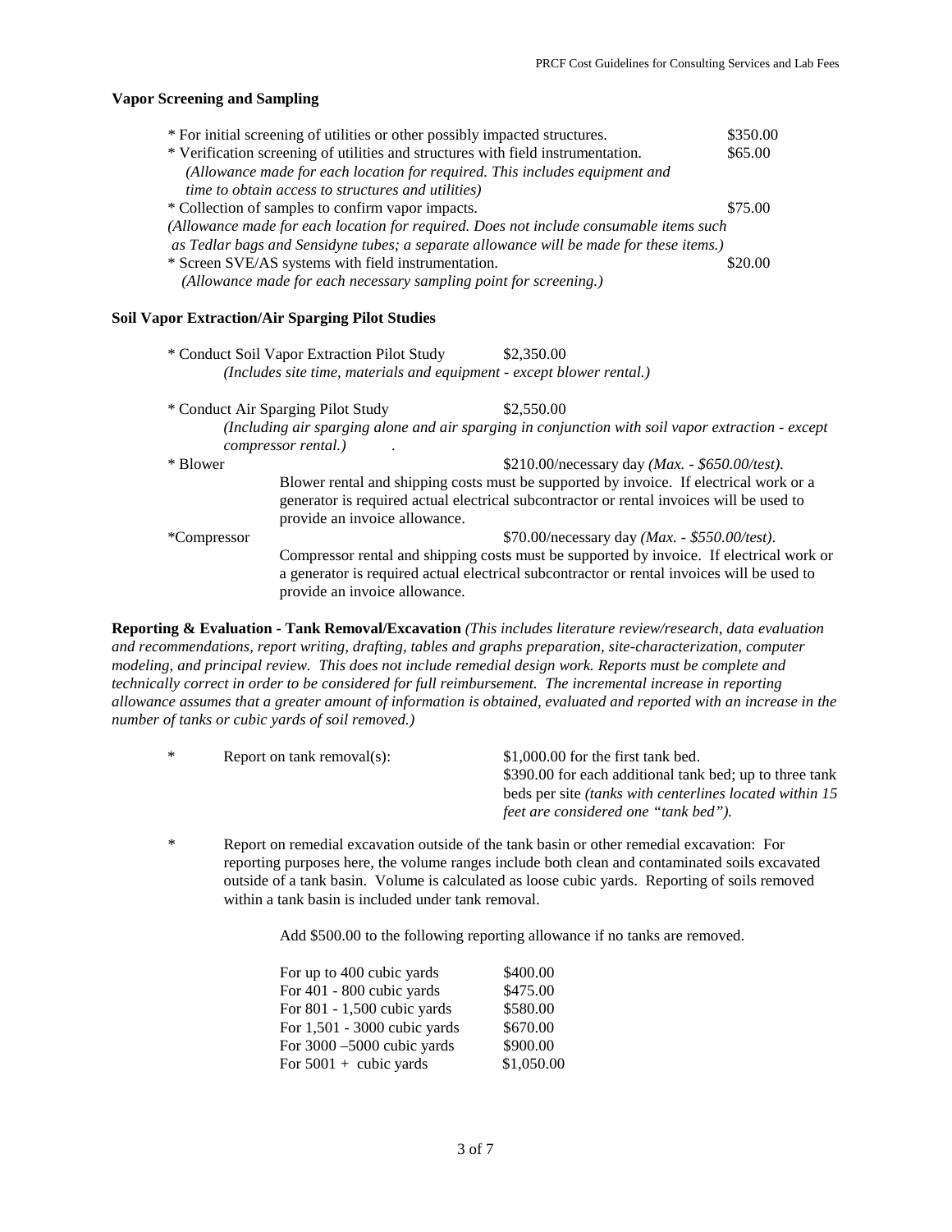### Vapor Screening and Sampling

| | |
|---|---|
| * For initial screening of utilities or other possibly impacted structures. | \$350.00 |
| * Verification screening of utilities and structures with field instrumentation. *(Allowance made for each location for required. This includes equipment and time to obtain access to structures and utilities)* | \$65.00 |
| * Collection of samples to confirm vapor impacts. *(Allowance made for each location for required. Does not include consumable items such as Tedlar bags and Sensidyne tubes; a separate allowance will be made for these items.)* | \$75.00 |
| * Screen SVE/AS systems with field instrumentation. *(Allowance made for each necessary sampling point for screening.)* | \$20.00 |

### Soil Vapor Extraction/Air Sparging Pilot Studies

* Conduct Soil Vapor Extraction Pilot Study — \$2,350.00
  *(Includes site time, materials and equipment - except blower rental.)*

* Conduct Air Sparging Pilot Study — \$2,550.00
  *(Including air sparging alone and air sparging in conjunction with soil vapor extraction - except compressor rental.)*

* Blower — \$210.00/necessary day *(Max. - \$650.00/test).*
  Blower rental and shipping costs must be supported by invoice. If electrical work or a generator is required actual electrical subcontractor or rental invoices will be used to provide an invoice allowance.

*Compressor — \$70.00/necessary day *(Max. - \$550.00/test).*
  Compressor rental and shipping costs must be supported by invoice. If electrical work or a generator is required actual electrical subcontractor or rental invoices will be used to provide an invoice allowance.

**Reporting & Evaluation - Tank Removal/Excavation** *(This includes literature review/research, data evaluation and recommendations, report writing, drafting, tables and graphs preparation, site-characterization, computer modeling, and principal review. This does not include remedial design work. Reports must be complete and technically correct in order to be considered for full reimbursement. The incremental increase in reporting allowance assumes that a greater amount of information is obtained, evaluated and reported with an increase in the number of tanks or cubic yards of soil removed.)*

* Report on tank removal(s): \$1,000.00 for the first tank bed.
  \$390.00 for each additional tank bed; up to three tank beds per site *(tanks with centerlines located within 15 feet are considered one "tank bed").*

* Report on remedial excavation outside of the tank basin or other remedial excavation: For reporting purposes here, the volume ranges include both clean and contaminated soils excavated outside of a tank basin. Volume is calculated as loose cubic yards. Reporting of soils removed within a tank basin is included under tank removal.

  Add \$500.00 to the following reporting allowance if no tanks are removed.

| | |
|---|---|
| For up to 400 cubic yards | \$400.00 |
| For 401 - 800 cubic yards | \$475.00 |
| For 801 - 1,500 cubic yards | \$580.00 |
| For 1,501 - 3000 cubic yards | \$670.00 |
| For 3000 –5000 cubic yards | \$900.00 |
| For 5001 + cubic yards | \$1,050.00 |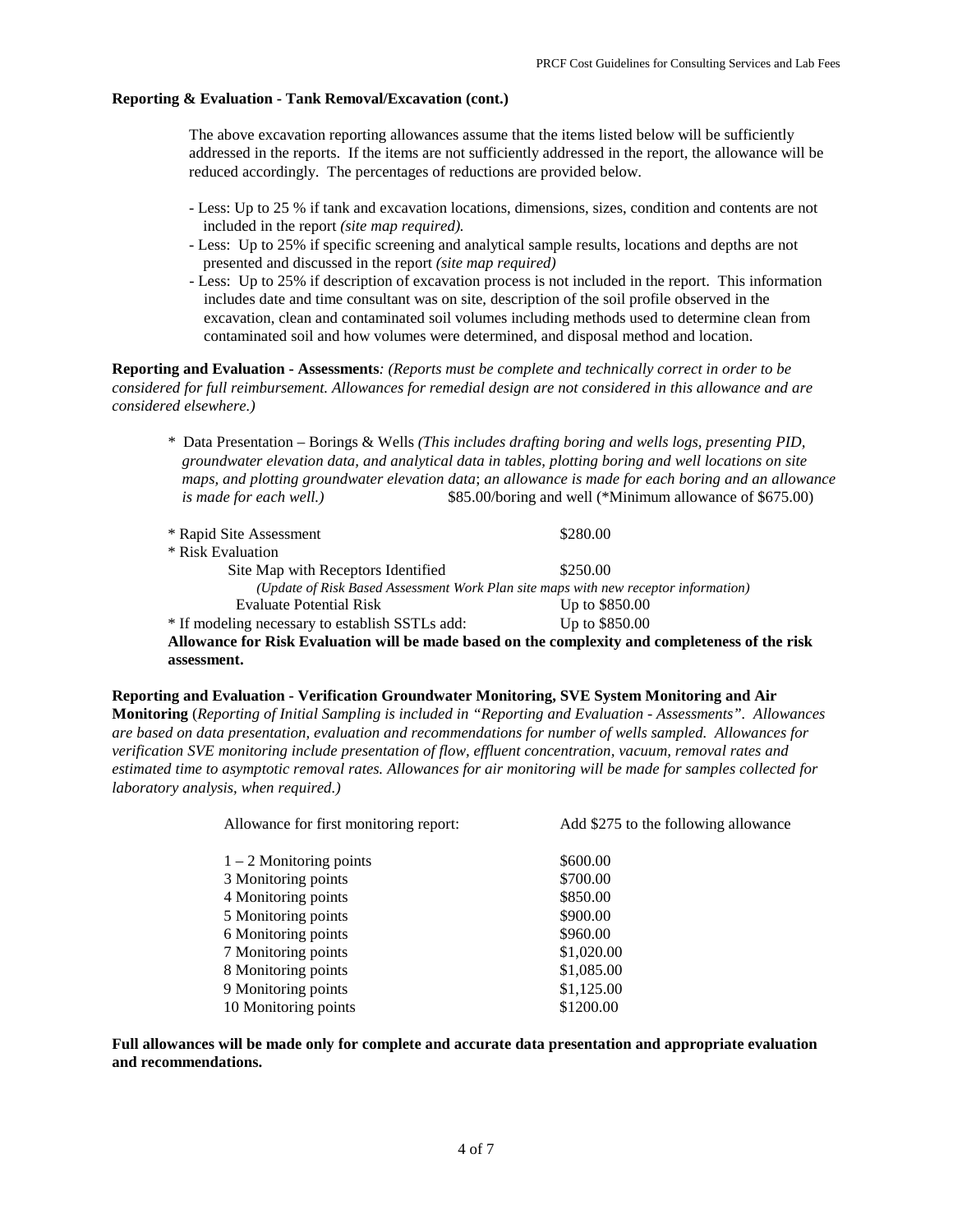**Reporting & Evaluation - Tank Removal/Excavation (cont.)**

The above excavation reporting allowances assume that the items listed below will be sufficiently addressed in the reports. If the items are not sufficiently addressed in the report, the allowance will be reduced accordingly. The percentages of reductions are provided below.

- Less: Up to 25 % if tank and excavation locations, dimensions, sizes, condition and contents are not included in the report *(site map required).*
- Less: Up to 25% if specific screening and analytical sample results, locations and depths are not presented and discussed in the report *(site map required)*
- Less: Up to 25% if description of excavation process is not included in the report. This information includes date and time consultant was on site, description of the soil profile observed in the excavation, clean and contaminated soil volumes including methods used to determine clean from contaminated soil and how volumes were determined, and disposal method and location.

**Reporting and Evaluation - Assessments***: (Reports must be complete and technically correct in order to be considered for full reimbursement. Allowances for remedial design are not considered in this allowance and are considered elsewhere.)*

\* Data Presentation – Borings & Wells *(This includes drafting boring and wells logs, presenting PID, groundwater elevation data, and analytical data in tables, plotting boring and well locations on site maps, and plotting groundwater elevation data; an allowance is made for each boring and an allowance is made for each well.)* $85.00/boring and well (*Minimum allowance of $675.00)

| | |
|---|---|
| * Rapid Site Assessment | $280.00 |
| * Risk Evaluation | |
| Site Map with Receptors Identified | $250.00 |
| *(Update of Risk Based Assessment Work Plan site maps with new receptor information)* | |
| Evaluate Potential Risk | Up to $850.00 |
| * If modeling necessary to establish SSTLs add: | Up to $850.00 |

**Allowance for Risk Evaluation will be made based on the complexity and completeness of the risk assessment.**

**Reporting and Evaluation - Verification Groundwater Monitoring, SVE System Monitoring and Air Monitoring** (*Reporting of Initial Sampling is included in "Reporting and Evaluation - Assessments". Allowances are based on data presentation, evaluation and recommendations for number of wells sampled. Allowances for verification SVE monitoring include presentation of flow, effluent concentration, vacuum, removal rates and estimated time to asymptotic removal rates. Allowances for air monitoring will be made for samples collected for laboratory analysis, when required.)*

| Allowance for first monitoring report: | Add $275 to the following allowance |
|---|---|
| 1 – 2 Monitoring points | $600.00 |
| 3 Monitoring points | $700.00 |
| 4 Monitoring points | $850.00 |
| 5 Monitoring points | $900.00 |
| 6 Monitoring points | $960.00 |
| 7 Monitoring points | $1,020.00 |
| 8 Monitoring points | $1,085.00 |
| 9 Monitoring points | $1,125.00 |
| 10 Monitoring points | $1200.00 |

**Full allowances will be made only for complete and accurate data presentation and appropriate evaluation and recommendations.**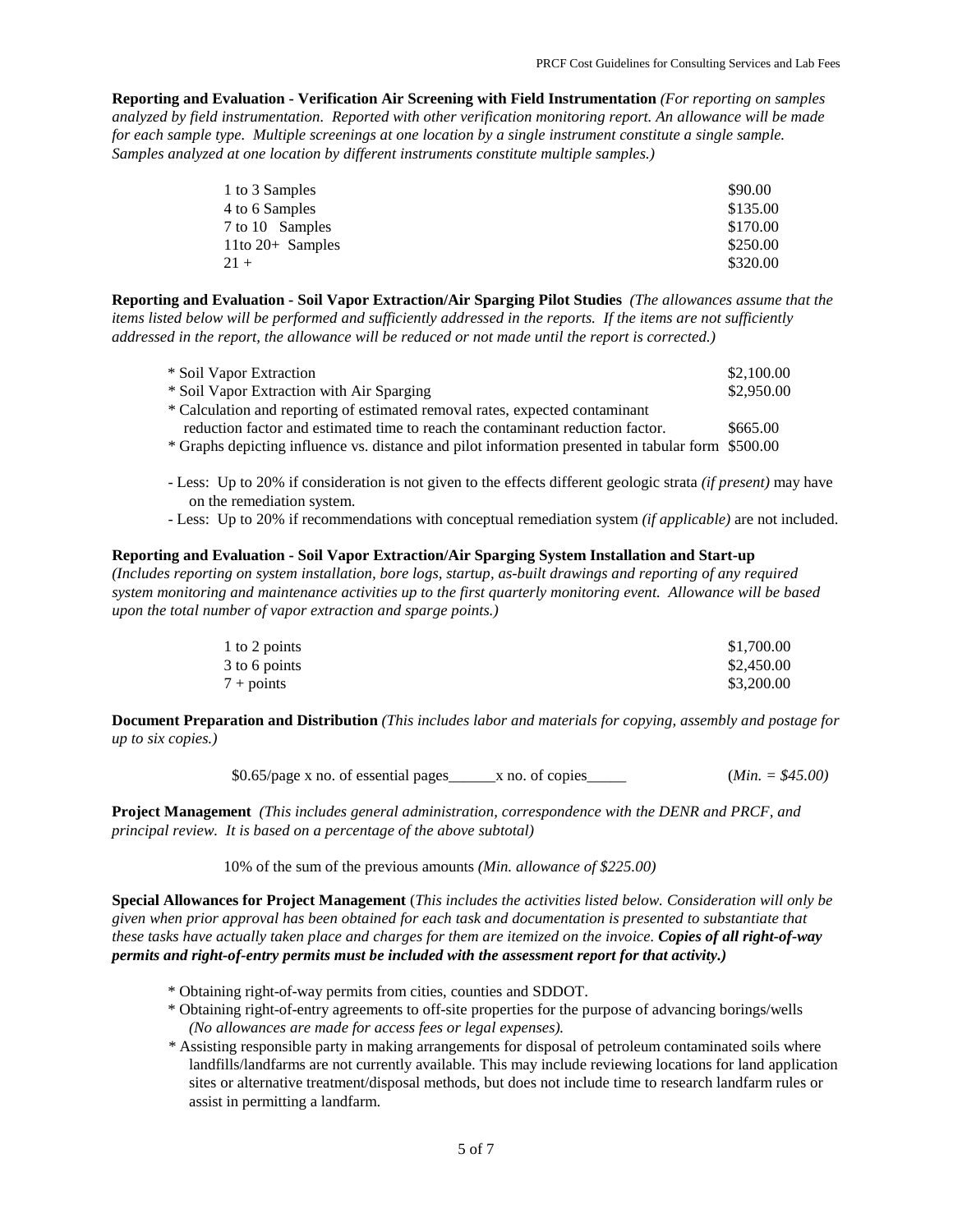**Reporting and Evaluation - Verification Air Screening with Field Instrumentation** *(For reporting on samples analyzed by field instrumentation. Reported with other verification monitoring report. An allowance will be made for each sample type. Multiple screenings at one location by a single instrument constitute a single sample. Samples analyzed at one location by different instruments constitute multiple samples.)*

| | |
|---|---|
| 1 to 3 Samples | $90.00 |
| 4 to 6 Samples | $135.00 |
| 7 to 10 Samples | $170.00 |
| 11to 20+ Samples | $250.00 |
| 21 + | $320.00 |

**Reporting and Evaluation - Soil Vapor Extraction/Air Sparging Pilot Studies** *(The allowances assume that the items listed below will be performed and sufficiently addressed in the reports. If the items are not sufficiently addressed in the report, the allowance will be reduced or not made until the report is corrected.)*

| | |
|---|---|
| * Soil Vapor Extraction | $2,100.00 |
| * Soil Vapor Extraction with Air Sparging | $2,950.00 |
| * Calculation and reporting of estimated removal rates, expected contaminant reduction factor and estimated time to reach the contaminant reduction factor. | $665.00 |
| * Graphs depicting influence vs. distance and pilot information presented in tabular form | $500.00 |

- Less: Up to 20% if consideration is not given to the effects different geologic strata *(if present)* may have on the remediation system.
- Less: Up to 20% if recommendations with conceptual remediation system *(if applicable)* are not included.

**Reporting and Evaluation - Soil Vapor Extraction/Air Sparging System Installation and Start-up** *(Includes reporting on system installation, bore logs, startup, as-built drawings and reporting of any required system monitoring and maintenance activities up to the first quarterly monitoring event. Allowance will be based upon the total number of vapor extraction and sparge points.)*

| | |
|---|---|
| 1 to 2 points | $1,700.00 |
| 3 to 6 points | $2,450.00 |
| 7 + points | $3,200.00 |

**Document Preparation and Distribution** *(This includes labor and materials for copying, assembly and postage for up to six copies.)*

$0.65/page x no. of essential pages______x no. of copies_____ (*Min. = $45.00)*

**Project Management** *(This includes general administration, correspondence with the DENR and PRCF, and principal review. It is based on a percentage of the above subtotal)*

10% of the sum of the previous amounts *(Min. allowance of $225.00)*

**Special Allowances for Project Management** (*This includes the activities listed below. Consideration will only be given when prior approval has been obtained for each task and documentation is presented to substantiate that these tasks have actually taken place and charges for them are itemized on the invoice.* ***Copies of all right-of-way permits and right-of-entry permits must be included with the assessment report for that activity.)***

* Obtaining right-of-way permits from cities, counties and SDDOT.
* Obtaining right-of-entry agreements to off-site properties for the purpose of advancing borings/wells *(No allowances are made for access fees or legal expenses).*
* Assisting responsible party in making arrangements for disposal of petroleum contaminated soils where landfills/landfarms are not currently available. This may include reviewing locations for land application sites or alternative treatment/disposal methods, but does not include time to research landfarm rules or assist in permitting a landfarm.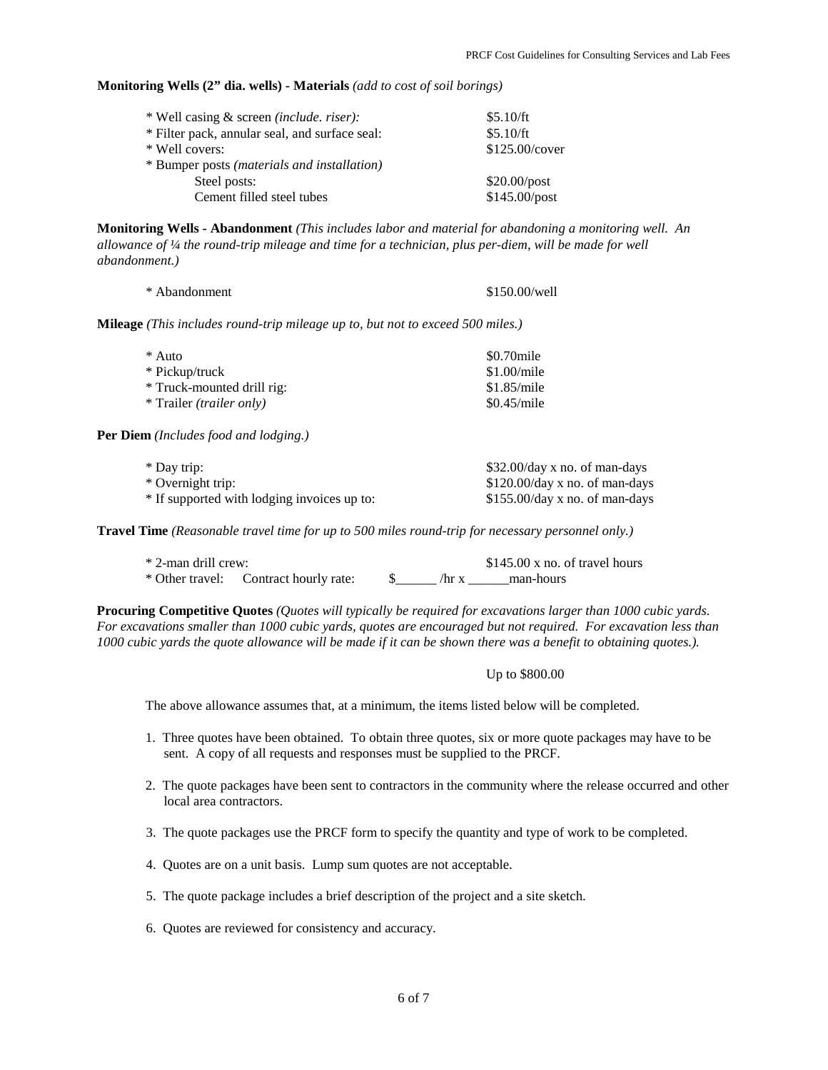**Monitoring Wells (2" dia. wells) - Materials** *(add to cost of soil borings)*

| | |
|---|---|
| * Well casing & screen *(include. riser)*: | $5.10/ft |
| * Filter pack, annular seal, and surface seal: | $5.10/ft |
| * Well covers: | $125.00/cover |
| * Bumper posts *(materials and installation)* | |
| Steel posts: | $20.00/post |
| Cement filled steel tubes | $145.00/post |

**Monitoring Wells - Abandonment** *(This includes labor and material for abandoning a monitoring well. An allowance of ¼ the round-trip mileage and time for a technician, plus per-diem, will be made for well abandonment.)*

| | |
|---|---|
| * Abandonment | $150.00/well |

**Mileage** *(This includes round-trip mileage up to, but not to exceed 500 miles.)*

| | |
|---|---|
| * Auto | $0.70mile |
| * Pickup/truck | $1.00/mile |
| * Truck-mounted drill rig: | $1.85/mile |
| * Trailer *(trailer only)* | $0.45/mile |

**Per Diem** *(Includes food and lodging.)*

| | |
|---|---|
| * Day trip: | $32.00/day x no. of man-days |
| * Overnight trip: | $120.00/day x no. of man-days |
| * If supported with lodging invoices up to: | $155.00/day x no. of man-days |

**Travel Time** *(Reasonable travel time for up to 500 miles round-trip for necessary personnel only.)*

| | |
|---|---|
| * 2-man drill crew: | $145.00 x no. of travel hours |
| * Other travel: Contract hourly rate: | $______ /hr x ______man-hours |

**Procuring Competitive Quotes** *(Quotes will typically be required for excavations larger than 1000 cubic yards. For excavations smaller than 1000 cubic yards, quotes are encouraged but not required. For excavation less than 1000 cubic yards the quote allowance will be made if it can be shown there was a benefit to obtaining quotes.).*

Up to $800.00

The above allowance assumes that, at a minimum, the items listed below will be completed.

1. Three quotes have been obtained. To obtain three quotes, six or more quote packages may have to be sent. A copy of all requests and responses must be supplied to the PRCF.
2. The quote packages have been sent to contractors in the community where the release occurred and other local area contractors.
3. The quote packages use the PRCF form to specify the quantity and type of work to be completed.
4. Quotes are on a unit basis. Lump sum quotes are not acceptable.
5. The quote package includes a brief description of the project and a site sketch.
6. Quotes are reviewed for consistency and accuracy.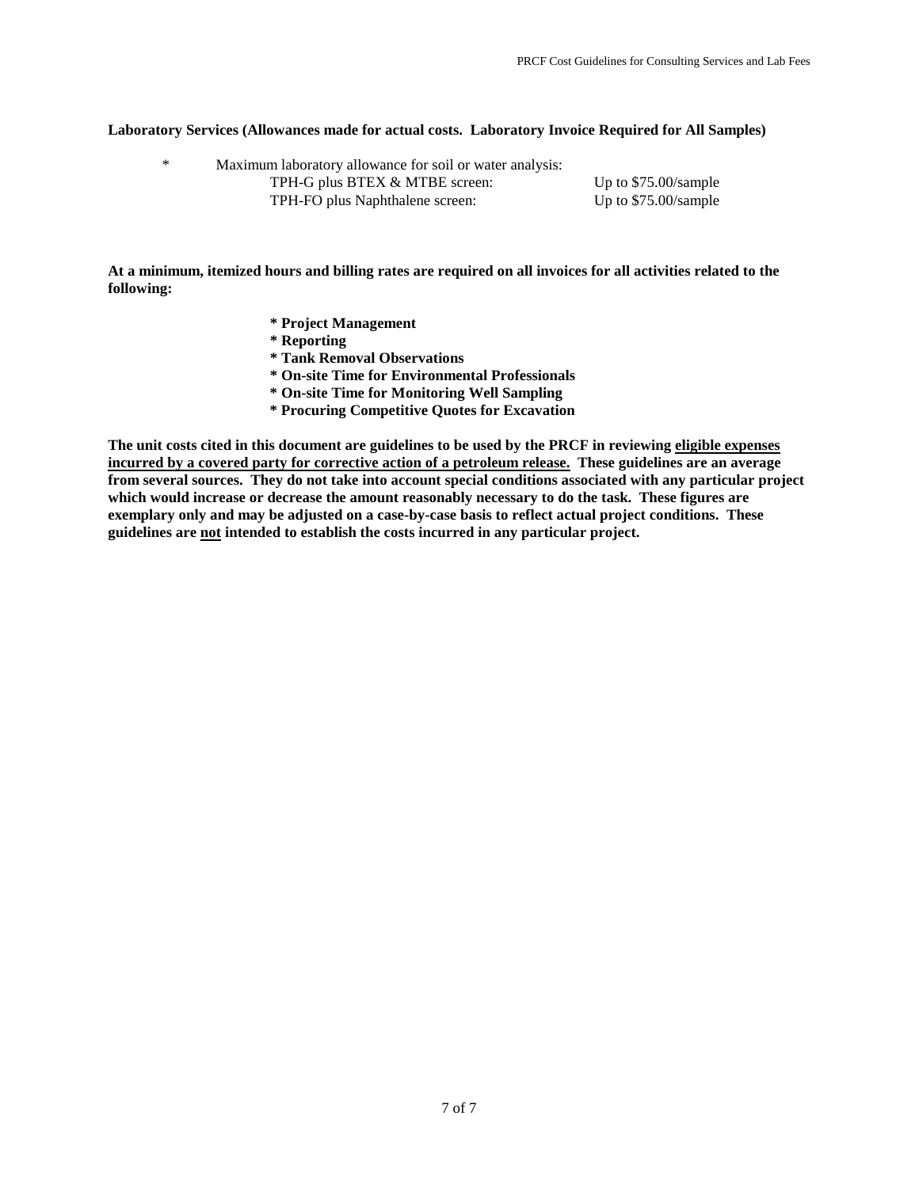**Laboratory Services (Allowances made for actual costs. Laboratory Invoice Required for All Samples)**

* Maximum laboratory allowance for soil or water analysis:

| | |
|---|---|
| TPH-G plus BTEX & MTBE screen: | Up to $75.00/sample |
| TPH-FO plus Naphthalene screen: | Up to $75.00/sample |

**At a minimum, itemized hours and billing rates are required on all invoices for all activities related to the following:**

- **Project Management**
- **Reporting**
- **Tank Removal Observations**
- **On-site Time for Environmental Professionals**
- **On-site Time for Monitoring Well Sampling**
- **Procuring Competitive Quotes for Excavation**

**The unit costs cited in this document are guidelines to be used by the PRCF in reviewing <u>eligible expenses incurred by a covered party for corrective action of a petroleum release.</u> These guidelines are an average from several sources. They do not take into account special conditions associated with any particular project which would increase or decrease the amount reasonably necessary to do the task. These figures are exemplary only and may be adjusted on a case-by-case basis to reflect actual project conditions. These guidelines are <u>not</u> intended to establish the costs incurred in any particular project.**